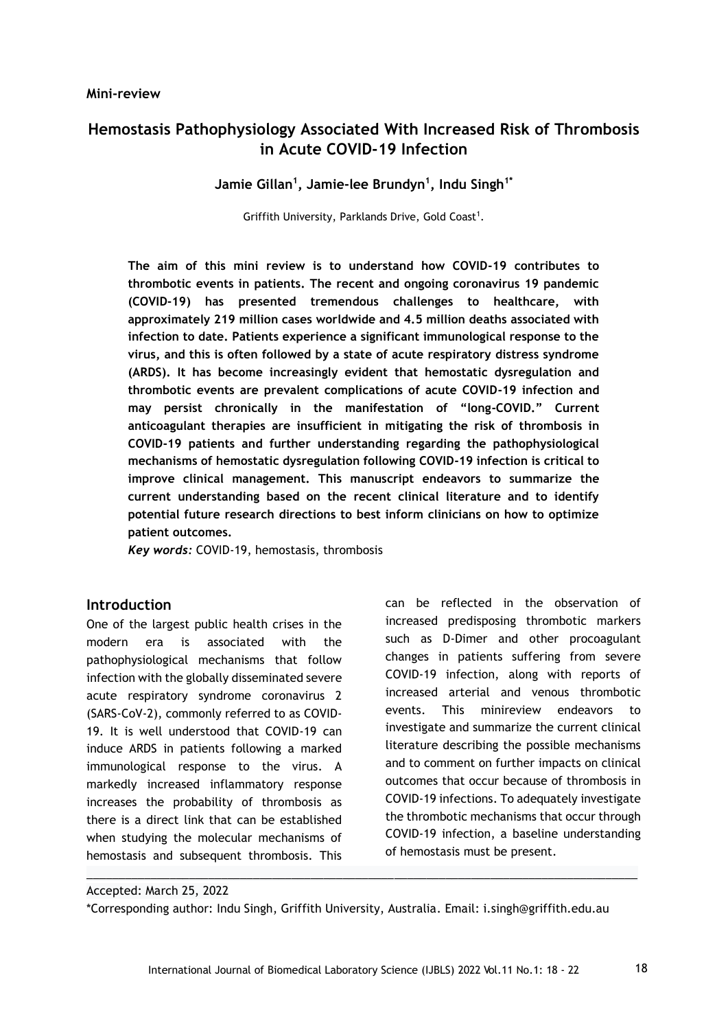**Mini-review**

# Hemostasis Pathophysiology Associated With Increased Risk of Thrombosis in Acute COVID-19 Infection

**Jamie Gillan[1], Jamie-lee Brundyn[1], Indu Singh[1*]**

Griffith University, Parklands Drive, Gold Coast[1].

**The aim of this mini review is to understand how COVID-19 contributes to thrombotic events in patients. The recent and ongoing coronavirus 19 pandemic (COVID-19) has presented tremendous challenges to healthcare, with approximately 219 million cases worldwide and 4.5 million deaths associated with infection to date. Patients experience a significant immunological response to the virus, and this is often followed by a state of acute respiratory distress syndrome (ARDS). It has become increasingly evident that hemostatic dysregulation and thrombotic events are prevalent complications of acute COVID-19 infection and may persist chronically in the manifestation of "long-COVID." Current anticoagulant therapies are insufficient in mitigating the risk of thrombosis in COVID-19 patients and further understanding regarding the pathophysiological mechanisms of hemostatic dysregulation following COVID-19 infection is critical to improve clinical management. This manuscript endeavors to summarize the current understanding based on the recent clinical literature and to identify potential future research directions to best inform clinicians on how to optimize patient outcomes.**

***Key words:*** COVID-19, hemostasis, thrombosis

## Introduction

One of the largest public health crises in the modern era is associated with the pathophysiological mechanisms that follow infection with the globally disseminated severe acute respiratory syndrome coronavirus 2 (SARS-CoV-2), commonly referred to as COVID-19. It is well understood that COVID-19 can induce ARDS in patients following a marked immunological response to the virus. A markedly increased inflammatory response increases the probability of thrombosis as there is a direct link that can be established when studying the molecular mechanisms of hemostasis and subsequent thrombosis. This can be reflected in the observation of increased predisposing thrombotic markers such as D-Dimer and other procoagulant changes in patients suffering from severe COVID-19 infection, along with reports of increased arterial and venous thrombotic events. This minireview endeavors to investigate and summarize the current clinical literature describing the possible mechanisms and to comment on further impacts on clinical outcomes that occur because of thrombosis in COVID-19 infections. To adequately investigate the thrombotic mechanisms that occur through COVID-19 infection, a baseline understanding of hemostasis must be present.

Accepted: March 25, 2022

*Corresponding author: Indu Singh, Griffith University, Australia. Email: i.singh@griffith.edu.au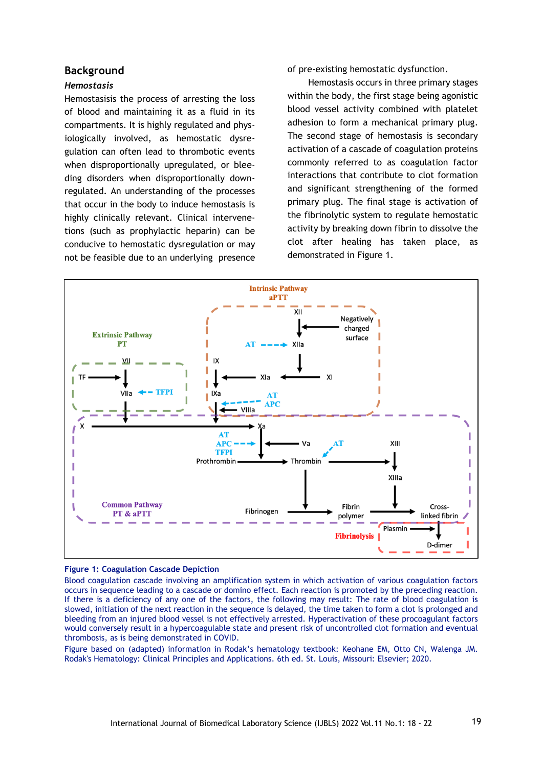## Background

### *Hemostasis*

Hemostasisis the process of arresting the loss of blood and maintaining it as a fluid in its compartments. It is highly regulated and physiologically involved, as hemostatic dysregulation can often lead to thrombotic events when disproportionally upregulated, or bleeding disorders when disproportionally downregulated. An understanding of the processes that occur in the body to induce hemostasis is highly clinically relevant. Clinical intervenetions (such as prophylactic heparin) can be conducive to hemostatic dysregulation or may not be feasible due to an underlying presence of pre-existing hemostatic dysfunction.

Hemostasis occurs in three primary stages within the body, the first stage being agonistic blood vessel activity combined with platelet adhesion to form a mechanical primary plug. The second stage of hemostasis is secondary activation of a cascade of coagulation proteins commonly referred to as coagulation factor interactions that contribute to clot formation and significant strengthening of the formed primary plug. The final stage is activation of the fibrinolytic system to regulate hemostatic activity by breaking down fibrin to dissolve the clot after healing has taken place, as demonstrated in Figure 1.

**Figure 1: Coagulation Cascade Depiction**

Blood coagulation cascade involving an amplification system in which activation of various coagulation factors occurs in sequence leading to a cascade or domino effect. Each reaction is promoted by the preceding reaction. If there is a deficiency of any one of the factors, the following may result: The rate of blood coagulation is slowed, initiation of the next reaction in the sequence is delayed, the time taken to form a clot is prolonged and bleeding from an injured blood vessel is not effectively arrested. Hyperactivation of these procoagulant factors would conversely result in a hypercoagulable state and present risk of uncontrolled clot formation and eventual thrombosis, as is being demonstrated in COVID.

Figure based on (adapted) information in Rodak's hematology textbook: Keohane EM, Otto CN, Walenga JM. Rodak's Hematology: Clinical Principles and Applications. 6th ed. St. Louis, Missouri: Elsevier; 2020.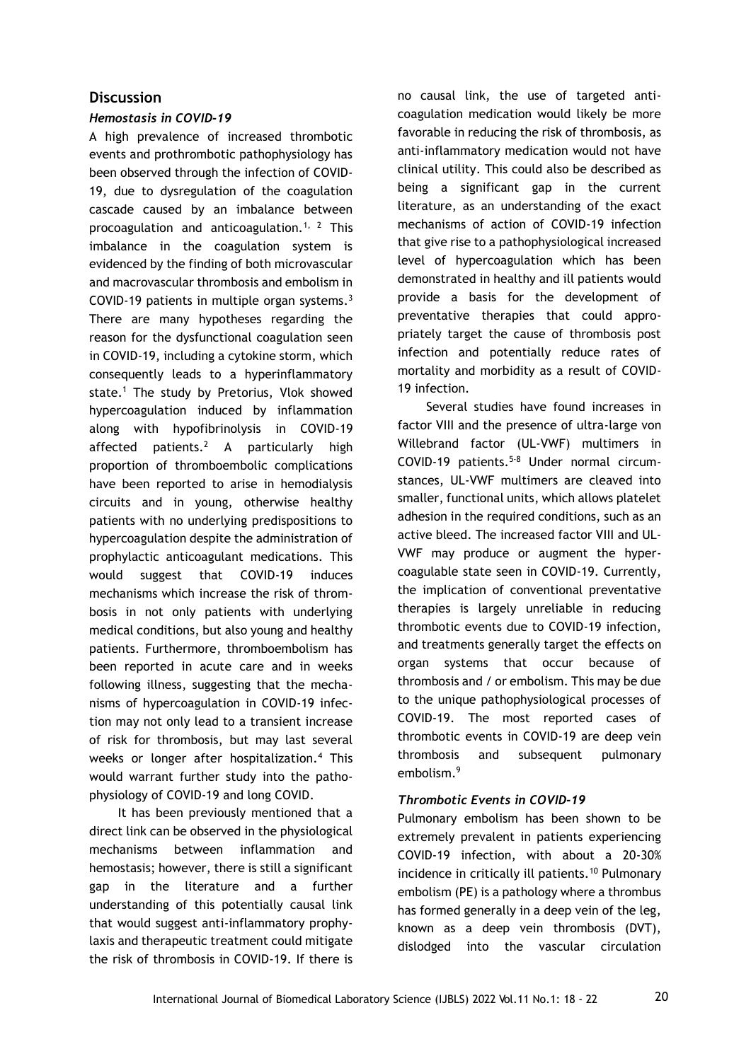## Discussion

### *Hemostasis in COVID-19*

A high prevalence of increased thrombotic events and prothrombotic pathophysiology has been observed through the infection of COVID-19, due to dysregulation of the coagulation cascade caused by an imbalance between procoagulation and anticoagulation.[1, 2] This imbalance in the coagulation system is evidenced by the finding of both microvascular and macrovascular thrombosis and embolism in COVID-19 patients in multiple organ systems.[3] There are many hypotheses regarding the reason for the dysfunctional coagulation seen in COVID-19, including a cytokine storm, which consequently leads to a hyperinflammatory state.[1] The study by Pretorius, Vlok showed hypercoagulation induced by inflammation along with hypofibrinolysis in COVID-19 affected patients.[2] A particularly high proportion of thromboembolic complications have been reported to arise in hemodialysis circuits and in young, otherwise healthy patients with no underlying predispositions to hypercoagulation despite the administration of prophylactic anticoagulant medications. This would suggest that COVID-19 induces mechanisms which increase the risk of thrombosis in not only patients with underlying medical conditions, but also young and healthy patients. Furthermore, thromboembolism has been reported in acute care and in weeks following illness, suggesting that the mechanisms of hypercoagulation in COVID-19 infection may not only lead to a transient increase of risk for thrombosis, but may last several weeks or longer after hospitalization.[4] This would warrant further study into the pathophysiology of COVID-19 and long COVID.

It has been previously mentioned that a direct link can be observed in the physiological mechanisms between inflammation and hemostasis; however, there is still a significant gap in the literature and a further understanding of this potentially causal link that would suggest anti-inflammatory prophylaxis and therapeutic treatment could mitigate the risk of thrombosis in COVID-19. If there is no causal link, the use of targeted anticoagulation medication would likely be more favorable in reducing the risk of thrombosis, as anti-inflammatory medication would not have clinical utility. This could also be described as being a significant gap in the current literature, as an understanding of the exact mechanisms of action of COVID-19 infection that give rise to a pathophysiological increased level of hypercoagulation which has been demonstrated in healthy and ill patients would provide a basis for the development of preventative therapies that could appropriately target the cause of thrombosis post infection and potentially reduce rates of mortality and morbidity as a result of COVID-19 infection.

Several studies have found increases in factor VIII and the presence of ultra-large von Willebrand factor (UL-VWF) multimers in COVID-19 patients.[5-8] Under normal circumstances, UL-VWF multimers are cleaved into smaller, functional units, which allows platelet adhesion in the required conditions, such as an active bleed. The increased factor VIII and UL-VWF may produce or augment the hypercoagulable state seen in COVID-19. Currently, the implication of conventional preventative therapies is largely unreliable in reducing thrombotic events due to COVID-19 infection, and treatments generally target the effects on organ systems that occur because of thrombosis and / or embolism. This may be due to the unique pathophysiological processes of COVID-19. The most reported cases of thrombotic events in COVID-19 are deep vein thrombosis and subsequent pulmonary embolism.[9]

### *Thrombotic Events in COVID-19*

Pulmonary embolism has been shown to be extremely prevalent in patients experiencing COVID-19 infection, with about a 20-30% incidence in critically ill patients.[10] Pulmonary embolism (PE) is a pathology where a thrombus has formed generally in a deep vein of the leg, known as a deep vein thrombosis (DVT), dislodged into the vascular circulation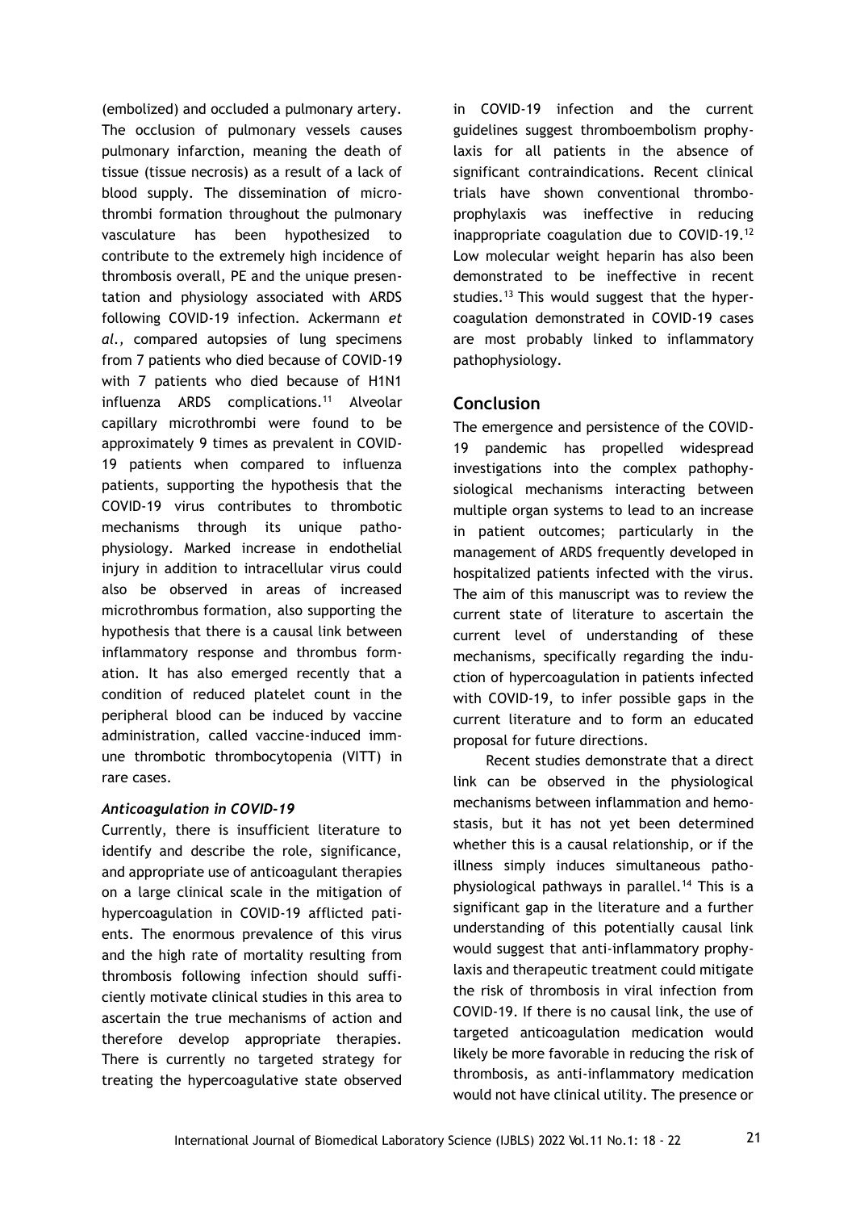(embolized) and occluded a pulmonary artery. The occlusion of pulmonary vessels causes pulmonary infarction, meaning the death of tissue (tissue necrosis) as a result of a lack of blood supply. The dissemination of microthrombi formation throughout the pulmonary vasculature has been hypothesized to contribute to the extremely high incidence of thrombosis overall, PE and the unique presentation and physiology associated with ARDS following COVID-19 infection. Ackermann *et al.,* compared autopsies of lung specimens from 7 patients who died because of COVID-19 with 7 patients who died because of H1N1 influenza ARDS complications.[11] Alveolar capillary microthrombi were found to be approximately 9 times as prevalent in COVID-19 patients when compared to influenza patients, supporting the hypothesis that the COVID-19 virus contributes to thrombotic mechanisms through its unique pathophysiology. Marked increase in endothelial injury in addition to intracellular virus could also be observed in areas of increased microthrombus formation, also supporting the hypothesis that there is a causal link between inflammatory response and thrombus formation. It has also emerged recently that a condition of reduced platelet count in the peripheral blood can be induced by vaccine administration, called vaccine-induced immune thrombotic thrombocytopenia (VITT) in rare cases.

### *Anticoagulation in COVID-19*

Currently, there is insufficient literature to identify and describe the role, significance, and appropriate use of anticoagulant therapies on a large clinical scale in the mitigation of hypercoagulation in COVID-19 afflicted patients. The enormous prevalence of this virus and the high rate of mortality resulting from thrombosis following infection should sufficiently motivate clinical studies in this area to ascertain the true mechanisms of action and therefore develop appropriate therapies. There is currently no targeted strategy for treating the hypercoagulative state observed in COVID-19 infection and the current guidelines suggest thromboembolism prophylaxis for all patients in the absence of significant contraindications. Recent clinical trials have shown conventional thromboprophylaxis was ineffective in reducing inappropriate coagulation due to COVID-19.[12] Low molecular weight heparin has also been demonstrated to be ineffective in recent studies.[13] This would suggest that the hypercoagulation demonstrated in COVID-19 cases are most probably linked to inflammatory pathophysiology.

## Conclusion

The emergence and persistence of the COVID-19 pandemic has propelled widespread investigations into the complex pathophysiological mechanisms interacting between multiple organ systems to lead to an increase in patient outcomes; particularly in the management of ARDS frequently developed in hospitalized patients infected with the virus. The aim of this manuscript was to review the current state of literature to ascertain the current level of understanding of these mechanisms, specifically regarding the induction of hypercoagulation in patients infected with COVID-19, to infer possible gaps in the current literature and to form an educated proposal for future directions.

Recent studies demonstrate that a direct link can be observed in the physiological mechanisms between inflammation and hemostasis, but it has not yet been determined whether this is a causal relationship, or if the illness simply induces simultaneous pathophysiological pathways in parallel.[14] This is a significant gap in the literature and a further understanding of this potentially causal link would suggest that anti-inflammatory prophylaxis and therapeutic treatment could mitigate the risk of thrombosis in viral infection from COVID-19. If there is no causal link, the use of targeted anticoagulation medication would likely be more favorable in reducing the risk of thrombosis, as anti-inflammatory medication would not have clinical utility. The presence or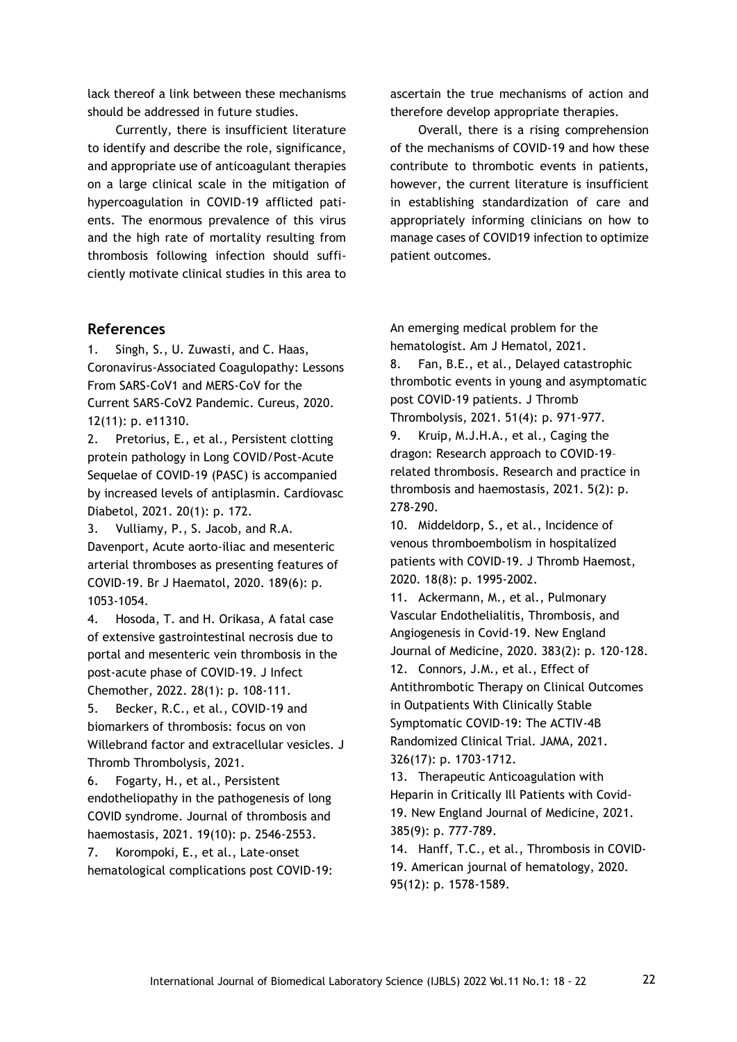lack thereof a link between these mechanisms should be addressed in future studies.

Currently, there is insufficient literature to identify and describe the role, significance, and appropriate use of anticoagulant therapies on a large clinical scale in the mitigation of hypercoagulation in COVID-19 afflicted patients. The enormous prevalence of this virus and the high rate of mortality resulting from thrombosis following infection should sufficiently motivate clinical studies in this area to ascertain the true mechanisms of action and therefore develop appropriate therapies.

Overall, there is a rising comprehension of the mechanisms of COVID-19 and how these contribute to thrombotic events in patients, however, the current literature is insufficient in establishing standardization of care and appropriately informing clinicians on how to manage cases of COVID19 infection to optimize patient outcomes.

## References

1. Singh, S., U. Zuwasti, and C. Haas, Coronavirus-Associated Coagulopathy: Lessons From SARS-CoV1 and MERS-CoV for the Current SARS-CoV2 Pandemic. Cureus, 2020. 12(11): p. e11310.
2. Pretorius, E., et al., Persistent clotting protein pathology in Long COVID/Post-Acute Sequelae of COVID-19 (PASC) is accompanied by increased levels of antiplasmin. Cardiovasc Diabetol, 2021. 20(1): p. 172.
3. Vulliamy, P., S. Jacob, and R.A. Davenport, Acute aorto-iliac and mesenteric arterial thromboses as presenting features of COVID-19. Br J Haematol, 2020. 189(6): p. 1053-1054.
4. Hosoda, T. and H. Orikasa, A fatal case of extensive gastrointestinal necrosis due to portal and mesenteric vein thrombosis in the post-acute phase of COVID-19. J Infect Chemother, 2022. 28(1): p. 108-111.
5. Becker, R.C., et al., COVID-19 and biomarkers of thrombosis: focus on von Willebrand factor and extracellular vesicles. J Thromb Thrombolysis, 2021.
6. Fogarty, H., et al., Persistent endotheliopathy in the pathogenesis of long COVID syndrome. Journal of thrombosis and haemostasis, 2021. 19(10): p. 2546-2553.
7. Korompoki, E., et al., Late-onset hematological complications post COVID-19: An emerging medical problem for the hematologist. Am J Hematol, 2021.
8. Fan, B.E., et al., Delayed catastrophic thrombotic events in young and asymptomatic post COVID-19 patients. J Thromb Thrombolysis, 2021. 51(4): p. 971-977.
9. Kruip, M.J.H.A., et al., Caging the dragon: Research approach to COVID-19–related thrombosis. Research and practice in thrombosis and haemostasis, 2021. 5(2): p. 278-290.
10. Middeldorp, S., et al., Incidence of venous thromboembolism in hospitalized patients with COVID-19. J Thromb Haemost, 2020. 18(8): p. 1995-2002.
11. Ackermann, M., et al., Pulmonary Vascular Endothelialitis, Thrombosis, and Angiogenesis in Covid-19. New England Journal of Medicine, 2020. 383(2): p. 120-128.
12. Connors, J.M., et al., Effect of Antithrombotic Therapy on Clinical Outcomes in Outpatients With Clinically Stable Symptomatic COVID-19: The ACTIV-4B Randomized Clinical Trial. JAMA, 2021. 326(17): p. 1703-1712.
13. Therapeutic Anticoagulation with Heparin in Critically Ill Patients with Covid-19. New England Journal of Medicine, 2021. 385(9): p. 777-789.
14. Hanff, T.C., et al., Thrombosis in COVID-19. American journal of hematology, 2020. 95(12): p. 1578-1589.